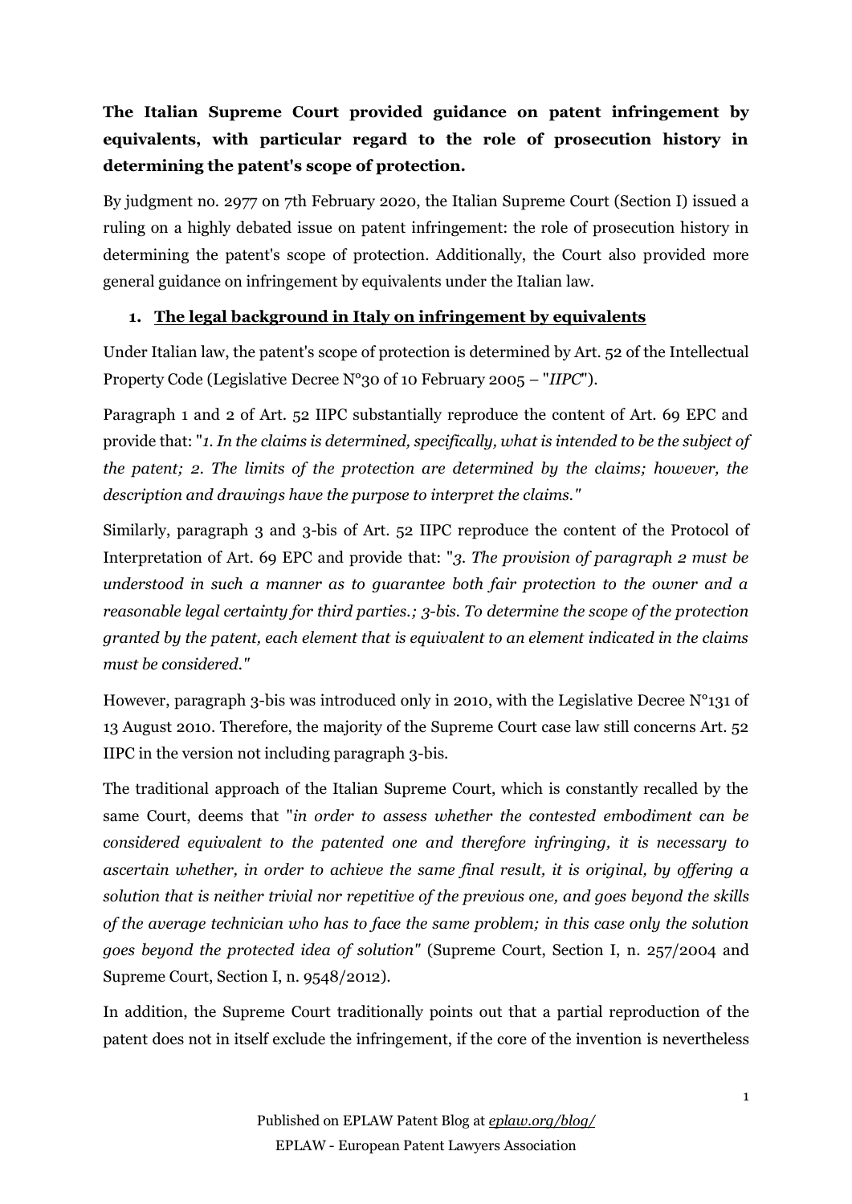**The Italian Supreme Court provided guidance on patent infringement by equivalents, with particular regard to the role of prosecution history in determining the patent's scope of protection.**

By judgment no. 2977 on 7th February 2020, the Italian Supreme Court (Section I) issued a ruling on a highly debated issue on patent infringement: the role of prosecution history in determining the patent's scope of protection. Additionally, the Court also provided more general guidance on infringement by equivalents under the Italian law.

## 1. The legal background in Italy on infringement by equivalents

Under Italian law, the patent's scope of protection is determined by Art. 52 of the Intellectual Property Code (Legislative Decree N°30 of 10 February 2005 – "*IIPC*").

Paragraph 1 and 2 of Art. 52 IIPC substantially reproduce the content of Art. 69 EPC and provide that: "*1. In the claims is determined, specifically, what is intended to be the subject of the patent; 2. The limits of the protection are determined by the claims; however, the description and drawings have the purpose to interpret the claims.*"

Similarly, paragraph 3 and 3-bis of Art. 52 IIPC reproduce the content of the Protocol of Interpretation of Art. 69 EPC and provide that: "*3. The provision of paragraph 2 must be understood in such a manner as to guarantee both fair protection to the owner and a reasonable legal certainty for third parties.; 3-bis. To determine the scope of the protection granted by the patent, each element that is equivalent to an element indicated in the claims must be considered.*"

However, paragraph 3-bis was introduced only in 2010, with the Legislative Decree N°131 of 13 August 2010. Therefore, the majority of the Supreme Court case law still concerns Art. 52 IIPC in the version not including paragraph 3-bis.

The traditional approach of the Italian Supreme Court, which is constantly recalled by the same Court, deems that "*in order to assess whether the contested embodiment can be considered equivalent to the patented one and therefore infringing, it is necessary to ascertain whether, in order to achieve the same final result, it is original, by offering a solution that is neither trivial nor repetitive of the previous one, and goes beyond the skills of the average technician who has to face the same problem; in this case only the solution goes beyond the protected idea of solution*" (Supreme Court, Section I, n. 257/2004 and Supreme Court, Section I, n. 9548/2012).

In addition, the Supreme Court traditionally points out that a partial reproduction of the patent does not in itself exclude the infringement, if the core of the invention is nevertheless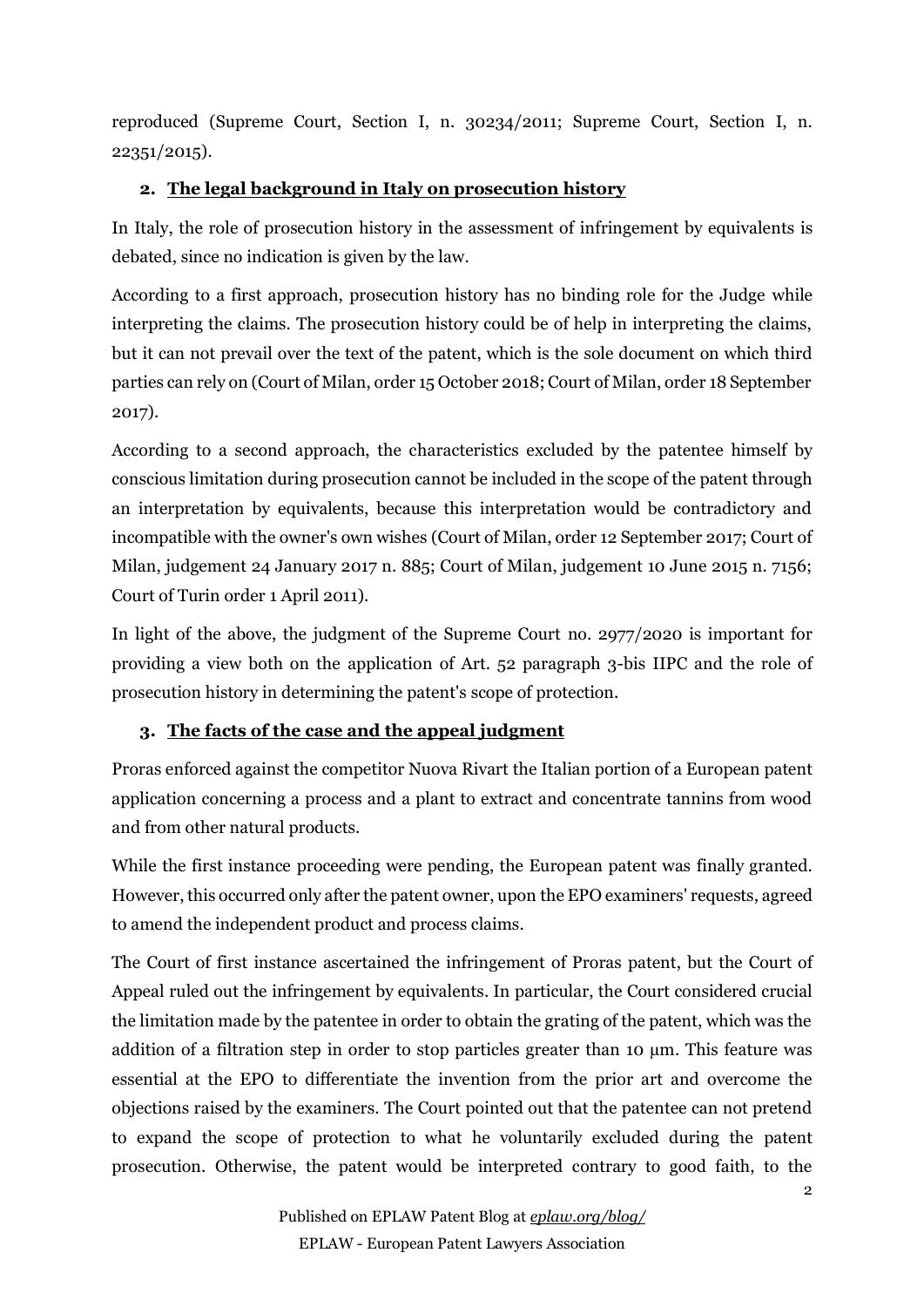reproduced (Supreme Court, Section I, n. 30234/2011; Supreme Court, Section I, n. 22351/2015).

## 2. The legal background in Italy on prosecution history

In Italy, the role of prosecution history in the assessment of infringement by equivalents is debated, since no indication is given by the law.

According to a first approach, prosecution history has no binding role for the Judge while interpreting the claims. The prosecution history could be of help in interpreting the claims, but it can not prevail over the text of the patent, which is the sole document on which third parties can rely on (Court of Milan, order 15 October 2018; Court of Milan, order 18 September 2017).

According to a second approach, the characteristics excluded by the patentee himself by conscious limitation during prosecution cannot be included in the scope of the patent through an interpretation by equivalents, because this interpretation would be contradictory and incompatible with the owner's own wishes (Court of Milan, order 12 September 2017; Court of Milan, judgement 24 January 2017 n. 885; Court of Milan, judgement 10 June 2015 n. 7156; Court of Turin order 1 April 2011).

In light of the above, the judgment of the Supreme Court no. 2977/2020 is important for providing a view both on the application of Art. 52 paragraph 3-bis IIPC and the role of prosecution history in determining the patent's scope of protection.

## 3. The facts of the case and the appeal judgment

Proras enforced against the competitor Nuova Rivart the Italian portion of a European patent application concerning a process and a plant to extract and concentrate tannins from wood and from other natural products.

While the first instance proceeding were pending, the European patent was finally granted. However, this occurred only after the patent owner, upon the EPO examiners' requests, agreed to amend the independent product and process claims.

The Court of first instance ascertained the infringement of Proras patent, but the Court of Appeal ruled out the infringement by equivalents. In particular, the Court considered crucial the limitation made by the patentee in order to obtain the grating of the patent, which was the addition of a filtration step in order to stop particles greater than 10 µm. This feature was essential at the EPO to differentiate the invention from the prior art and overcome the objections raised by the examiners. The Court pointed out that the patentee can not pretend to expand the scope of protection to what he voluntarily excluded during the patent prosecution. Otherwise, the patent would be interpreted contrary to good faith, to the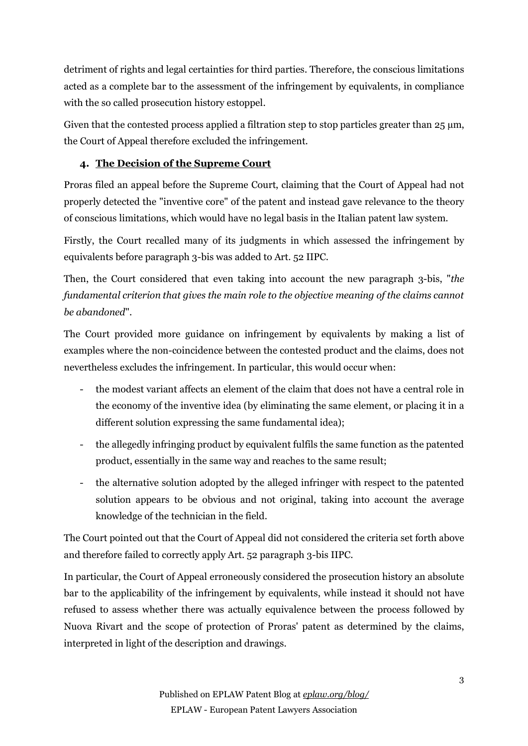detriment of rights and legal certainties for third parties. Therefore, the conscious limitations acted as a complete bar to the assessment of the infringement by equivalents, in compliance with the so called prosecution history estoppel.

Given that the contested process applied a filtration step to stop particles greater than 25 μm, the Court of Appeal therefore excluded the infringement.

## 4. The Decision of the Supreme Court

Proras filed an appeal before the Supreme Court, claiming that the Court of Appeal had not properly detected the "inventive core" of the patent and instead gave relevance to the theory of conscious limitations, which would have no legal basis in the Italian patent law system.

Firstly, the Court recalled many of its judgments in which assessed the infringement by equivalents before paragraph 3-bis was added to Art. 52 IIPC.

Then, the Court considered that even taking into account the new paragraph 3-bis, "*the fundamental criterion that gives the main role to the objective meaning of the claims cannot be abandoned*".

The Court provided more guidance on infringement by equivalents by making a list of examples where the non-coincidence between the contested product and the claims, does not nevertheless excludes the infringement. In particular, this would occur when:

- the modest variant affects an element of the claim that does not have a central role in the economy of the inventive idea (by eliminating the same element, or placing it in a different solution expressing the same fundamental idea);
- the allegedly infringing product by equivalent fulfils the same function as the patented product, essentially in the same way and reaches to the same result;
- the alternative solution adopted by the alleged infringer with respect to the patented solution appears to be obvious and not original, taking into account the average knowledge of the technician in the field.

The Court pointed out that the Court of Appeal did not considered the criteria set forth above and therefore failed to correctly apply Art. 52 paragraph 3-bis IIPC.

In particular, the Court of Appeal erroneously considered the prosecution history an absolute bar to the applicability of the infringement by equivalents, while instead it should not have refused to assess whether there was actually equivalence between the process followed by Nuova Rivart and the scope of protection of Proras' patent as determined by the claims, interpreted in light of the description and drawings.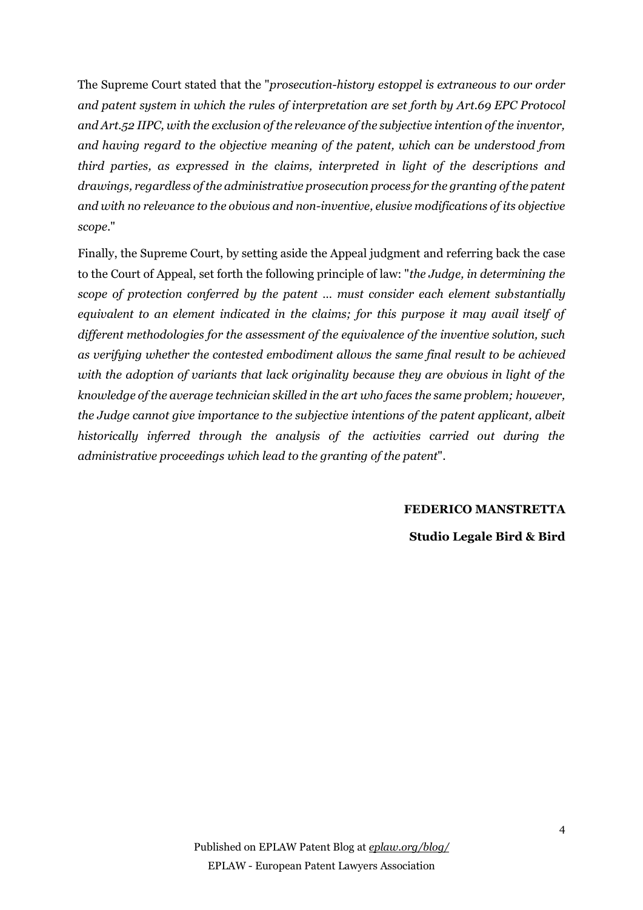The Supreme Court stated that the "*prosecution-history estoppel is extraneous to our order and patent system in which the rules of interpretation are set forth by Art.69 EPC Protocol and Art.52 IIPC, with the exclusion of the relevance of the subjective intention of the inventor, and having regard to the objective meaning of the patent, which can be understood from third parties, as expressed in the claims, interpreted in light of the descriptions and drawings, regardless of the administrative prosecution process for the granting of the patent and with no relevance to the obvious and non-inventive, elusive modifications of its objective scope*."

Finally, the Supreme Court, by setting aside the Appeal judgment and referring back the case to the Court of Appeal, set forth the following principle of law: "*the Judge, in determining the scope of protection conferred by the patent … must consider each element substantially equivalent to an element indicated in the claims; for this purpose it may avail itself of different methodologies for the assessment of the equivalence of the inventive solution, such as verifying whether the contested embodiment allows the same final result to be achieved with the adoption of variants that lack originality because they are obvious in light of the knowledge of the average technician skilled in the art who faces the same problem; however, the Judge cannot give importance to the subjective intentions of the patent applicant, albeit historically inferred through the analysis of the activities carried out during the administrative proceedings which lead to the granting of the patent*".

**FEDERICO MANSTRETTA**

**Studio Legale Bird & Bird**